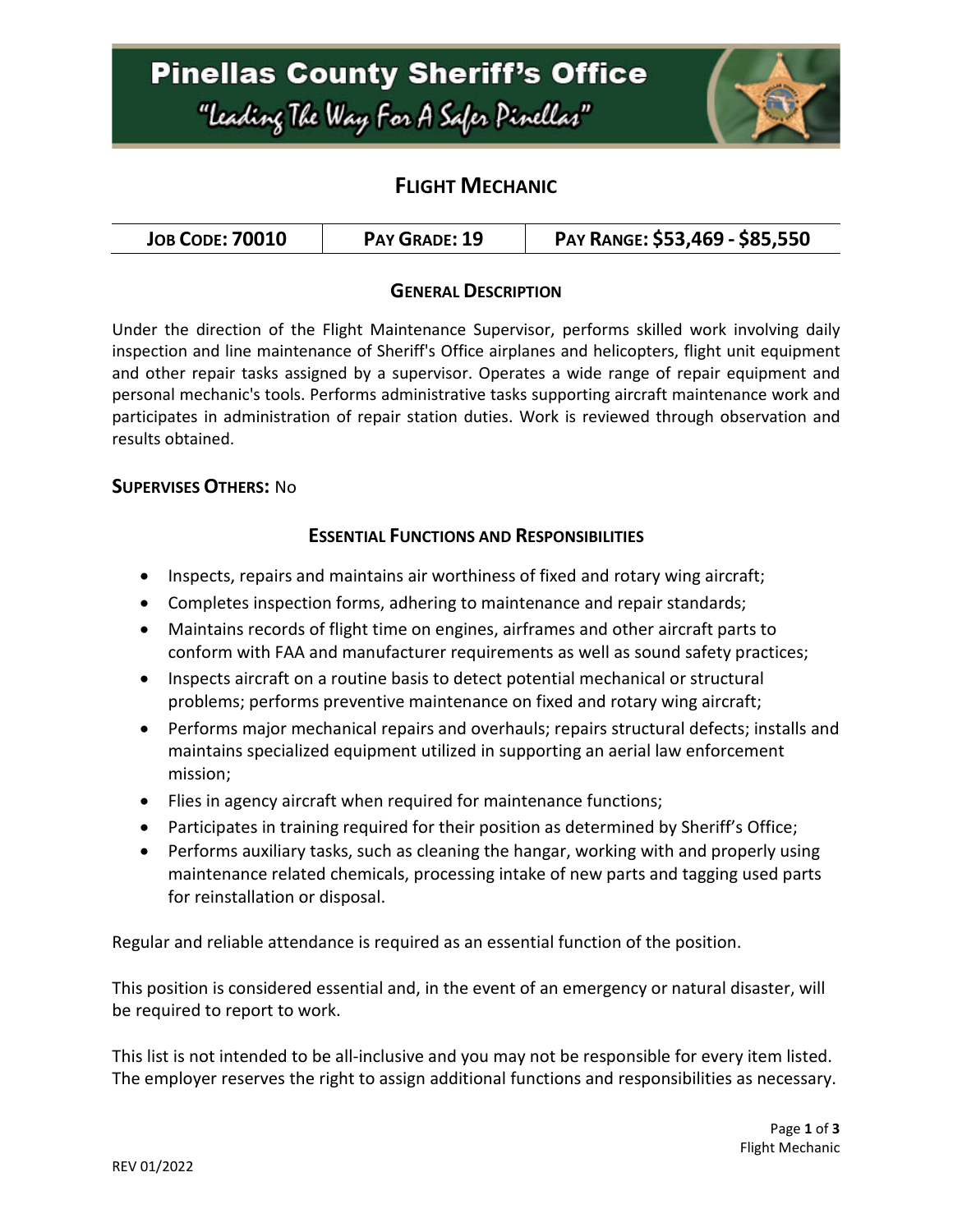# Pinellas County Sheriff's Office

"Leading The Way For A Safer Pinellas"

## FLIGHT MECHANIC

| JOB CODE: 70010 | PAY GRADE: 19 | PAY RANGE: $53,469 - $85,550 |
|---|---|---|

### GENERAL DESCRIPTION

Under the direction of the Flight Maintenance Supervisor, performs skilled work involving daily inspection and line maintenance of Sheriff's Office airplanes and helicopters, flight unit equipment and other repair tasks assigned by a supervisor. Operates a wide range of repair equipment and personal mechanic's tools. Performs administrative tasks supporting aircraft maintenance work and participates in administration of repair station duties. Work is reviewed through observation and results obtained.

**SUPERVISES OTHERS:** No

### ESSENTIAL FUNCTIONS AND RESPONSIBILITIES

- Inspects, repairs and maintains air worthiness of fixed and rotary wing aircraft;
- Completes inspection forms, adhering to maintenance and repair standards;
- Maintains records of flight time on engines, airframes and other aircraft parts to conform with FAA and manufacturer requirements as well as sound safety practices;
- Inspects aircraft on a routine basis to detect potential mechanical or structural problems; performs preventive maintenance on fixed and rotary wing aircraft;
- Performs major mechanical repairs and overhauls; repairs structural defects; installs and maintains specialized equipment utilized in supporting an aerial law enforcement mission;
- Flies in agency aircraft when required for maintenance functions;
- Participates in training required for their position as determined by Sheriff's Office;
- Performs auxiliary tasks, such as cleaning the hangar, working with and properly using maintenance related chemicals, processing intake of new parts and tagging used parts for reinstallation or disposal.

Regular and reliable attendance is required as an essential function of the position.

This position is considered essential and, in the event of an emergency or natural disaster, will be required to report to work.

This list is not intended to be all-inclusive and you may not be responsible for every item listed. The employer reserves the right to assign additional functions and responsibilities as necessary.

REV 01/2022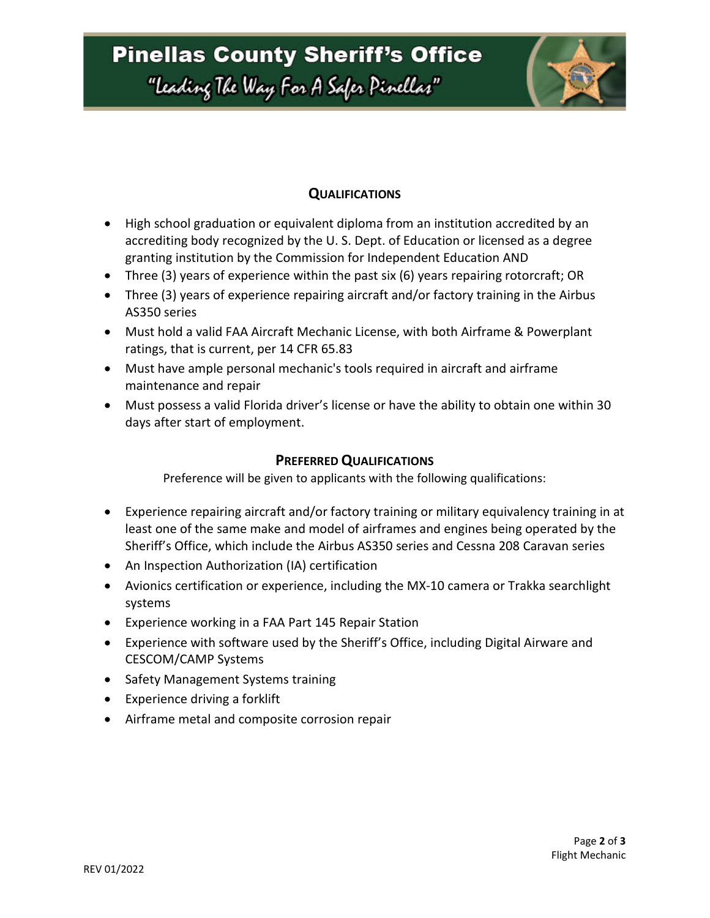## Qualifications

- High school graduation or equivalent diploma from an institution accredited by an accrediting body recognized by the U. S. Dept. of Education or licensed as a degree granting institution by the Commission for Independent Education AND
- Three (3) years of experience within the past six (6) years repairing rotorcraft; OR
- Three (3) years of experience repairing aircraft and/or factory training in the Airbus AS350 series
- Must hold a valid FAA Aircraft Mechanic License, with both Airframe & Powerplant ratings, that is current, per 14 CFR 65.83
- Must have ample personal mechanic's tools required in aircraft and airframe maintenance and repair
- Must possess a valid Florida driver's license or have the ability to obtain one within 30 days after start of employment.

## Preferred Qualifications

Preference will be given to applicants with the following qualifications:

- Experience repairing aircraft and/or factory training or military equivalency training in at least one of the same make and model of airframes and engines being operated by the Sheriff's Office, which include the Airbus AS350 series and Cessna 208 Caravan series
- An Inspection Authorization (IA) certification
- Avionics certification or experience, including the MX-10 camera or Trakka searchlight systems
- Experience working in a FAA Part 145 Repair Station
- Experience with software used by the Sheriff's Office, including Digital Airware and CESCOM/CAMP Systems
- Safety Management Systems training
- Experience driving a forklift
- Airframe metal and composite corrosion repair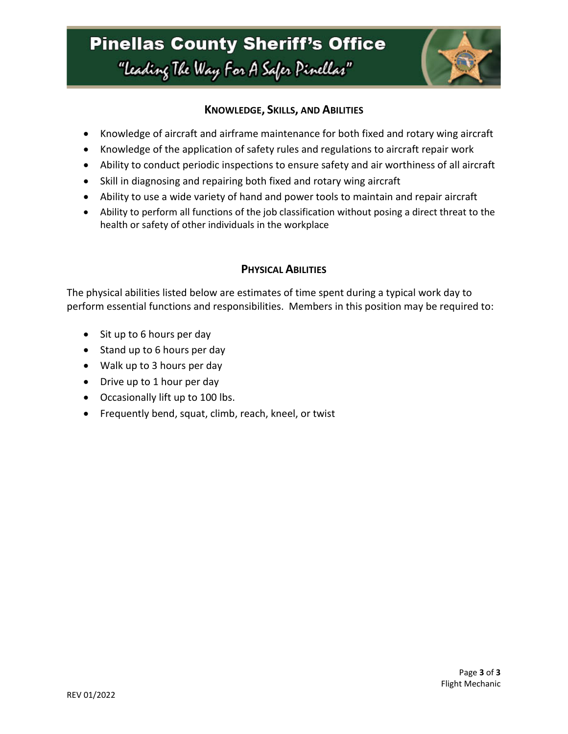## Knowledge, Skills, and Abilities

- Knowledge of aircraft and airframe maintenance for both fixed and rotary wing aircraft
- Knowledge of the application of safety rules and regulations to aircraft repair work
- Ability to conduct periodic inspections to ensure safety and air worthiness of all aircraft
- Skill in diagnosing and repairing both fixed and rotary wing aircraft
- Ability to use a wide variety of hand and power tools to maintain and repair aircraft
- Ability to perform all functions of the job classification without posing a direct threat to the health or safety of other individuals in the workplace

## Physical Abilities

The physical abilities listed below are estimates of time spent during a typical work day to perform essential functions and responsibilities. Members in this position may be required to:

- Sit up to 6 hours per day
- Stand up to 6 hours per day
- Walk up to 3 hours per day
- Drive up to 1 hour per day
- Occasionally lift up to 100 lbs.
- Frequently bend, squat, climb, reach, kneel, or twist